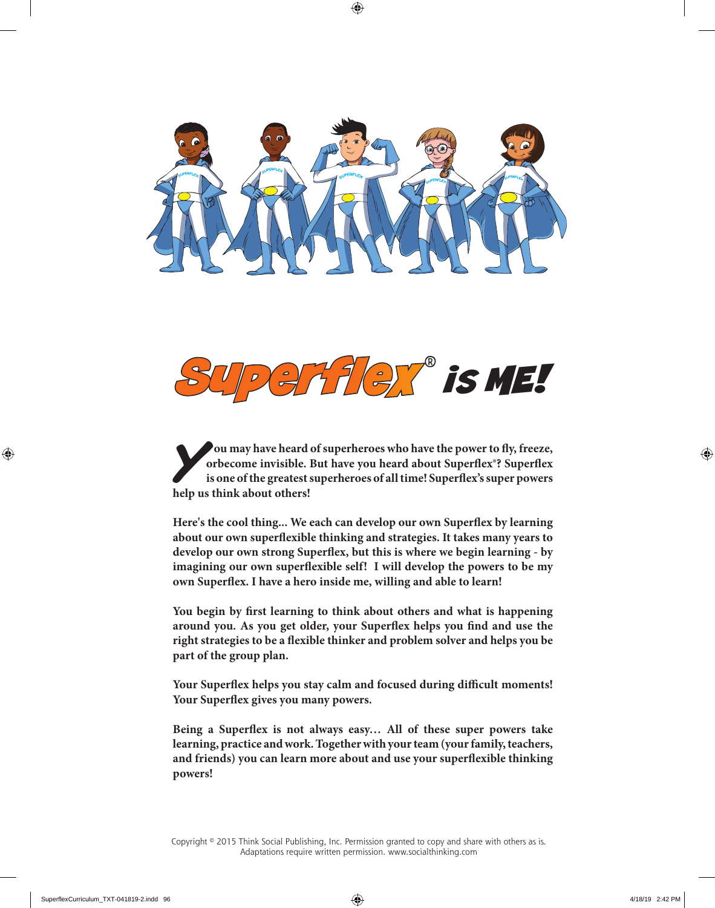# Superflex® is ME!

You may have heard of superheroes who have the power to fly, freeze, orbecome invisible. But have you heard about Superflex®? Superflex is one of the greatest superheroes of all time! Superflex's super powers help us think about others!

Here's the cool thing... We each can develop our own Superflex by learning about our own superflexible thinking and strategies. It takes many years to develop our own strong Superflex, but this is where we begin learning - by imagining our own superflexible self! I will develop the powers to be my own Superflex. I have a hero inside me, willing and able to learn!

You begin by first learning to think about others and what is happening around you. As you get older, your Superflex helps you find and use the right strategies to be a flexible thinker and problem solver and helps you be part of the group plan.

Your Superflex helps you stay calm and focused during difficult moments! Your Superflex gives you many powers.

Being a Superflex is not always easy… All of these super powers take learning, practice and work. Together with your team (your family, teachers, and friends) you can learn more about and use your superflexible thinking powers!

Copyright © 2015 Think Social Publishing, Inc. Permission granted to copy and share with others as is. Adaptations require written permission. www.socialthinking.com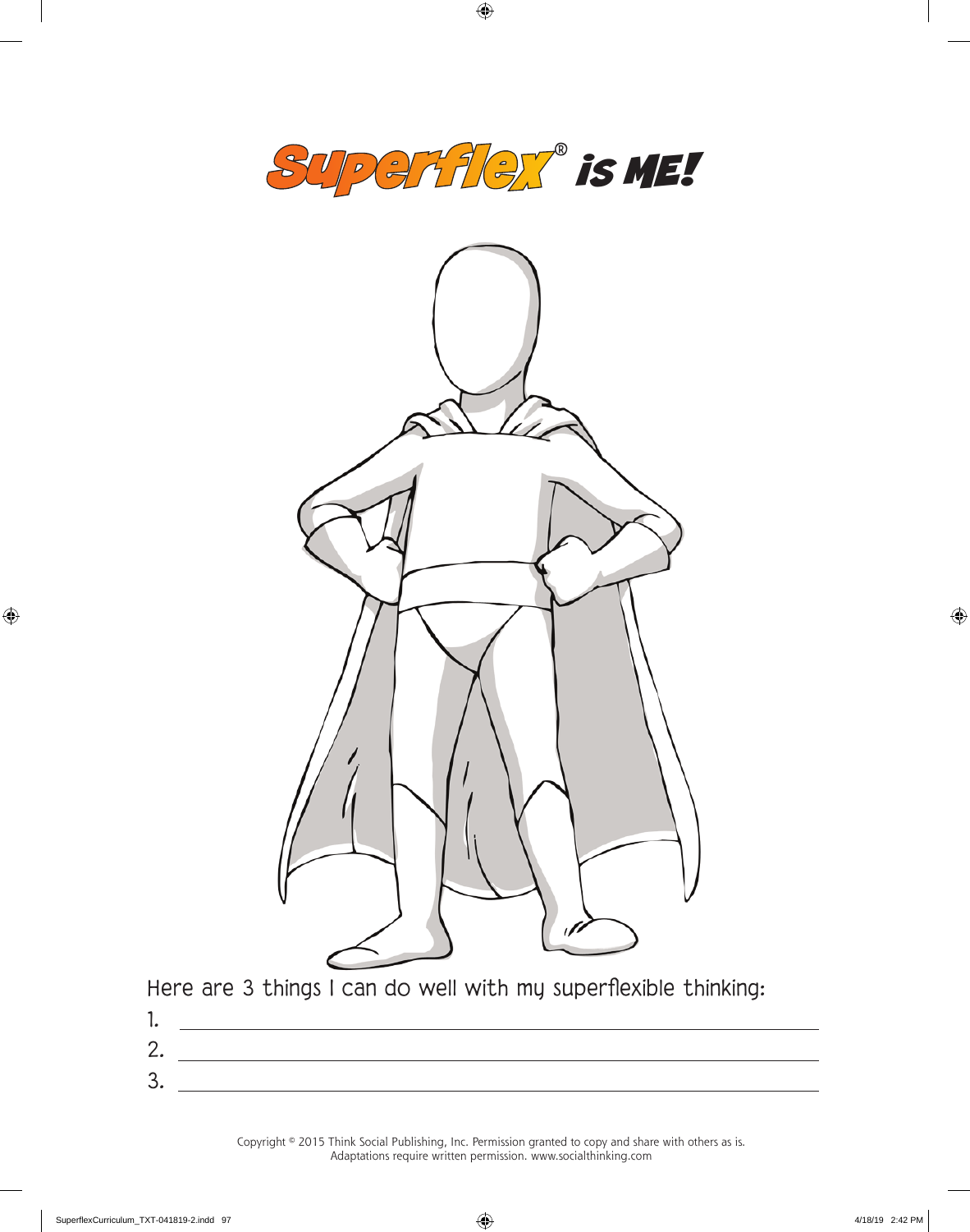# Superflex® is ME!

Here are 3 things I can do well with my superflexible thinking:

1. \_\_\_\_\_\_\_\_\_\_\_\_\_\_\_\_\_\_\_\_\_\_\_\_\_\_\_\_\_\_\_\_\_\_\_\_\_\_\_\_\_\_\_\_\_\_\_\_\_\_\_\_
2. \_\_\_\_\_\_\_\_\_\_\_\_\_\_\_\_\_\_\_\_\_\_\_\_\_\_\_\_\_\_\_\_\_\_\_\_\_\_\_\_\_\_\_\_\_\_\_\_\_\_\_\_
3. \_\_\_\_\_\_\_\_\_\_\_\_\_\_\_\_\_\_\_\_\_\_\_\_\_\_\_\_\_\_\_\_\_\_\_\_\_\_\_\_\_\_\_\_\_\_\_\_\_\_\_\_

Copyright © 2015 Think Social Publishing, Inc. Permission granted to copy and share with others as is. Adaptations require written permission. www.socialthinking.com